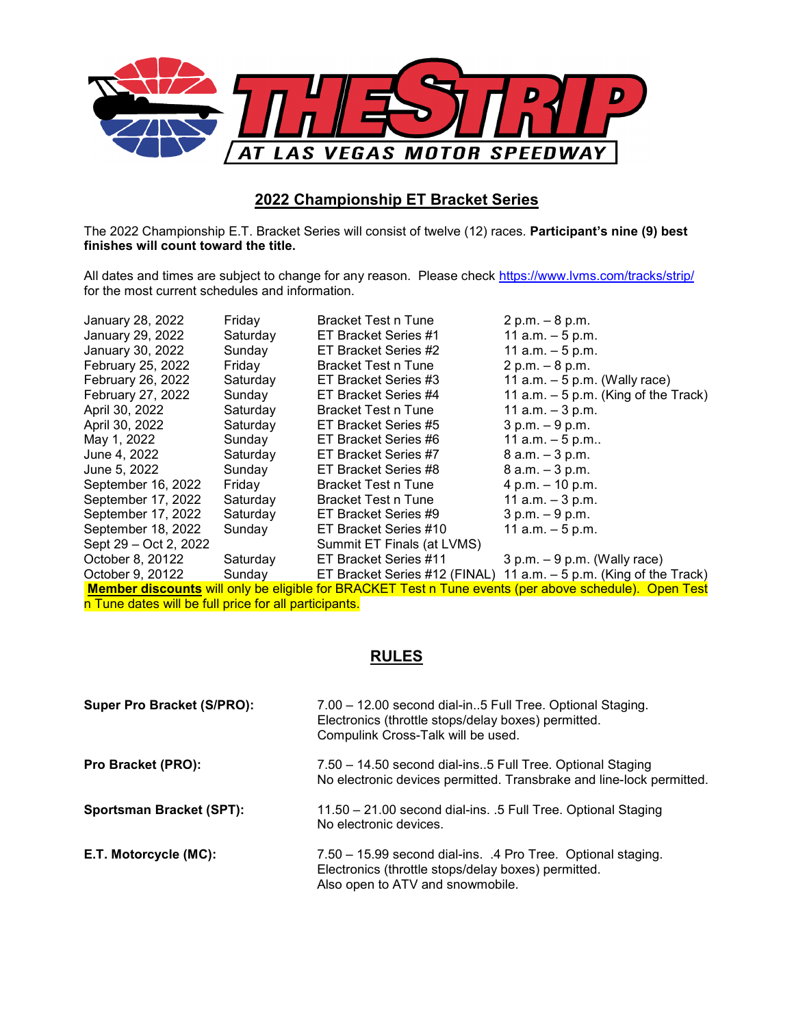# THE STRIP AT LAS VEGAS MOTOR SPEEDWAY

## 2022 Championship ET Bracket Series

The 2022 Championship E.T. Bracket Series will consist of twelve (12) races. **Participant's nine (9) best finishes will count toward the title.**

All dates and times are subject to change for any reason. Please check https://www.lvms.com/tracks/strip/ for the most current schedules and information.

| | | | |
|---|---|---|---|
| January 28, 2022 | Friday | Bracket Test n Tune | 2 p.m. – 8 p.m. |
| January 29, 2022 | Saturday | ET Bracket Series #1 | 11 a.m. – 5 p.m. |
| January 30, 2022 | Sunday | ET Bracket Series #2 | 11 a.m. – 5 p.m. |
| February 25, 2022 | Friday | Bracket Test n Tune | 2 p.m. – 8 p.m. |
| February 26, 2022 | Saturday | ET Bracket Series #3 | 11 a.m. – 5 p.m. (Wally race) |
| February 27, 2022 | Sunday | ET Bracket Series #4 | 11 a.m. – 5 p.m. (King of the Track) |
| April 30, 2022 | Saturday | Bracket Test n Tune | 11 a.m. – 3 p.m. |
| April 30, 2022 | Saturday | ET Bracket Series #5 | 3 p.m. – 9 p.m. |
| May 1, 2022 | Sunday | ET Bracket Series #6 | 11 a.m. – 5 p.m.. |
| June 4, 2022 | Saturday | ET Bracket Series #7 | 8 a.m. – 3 p.m. |
| June 5, 2022 | Sunday | ET Bracket Series #8 | 8 a.m. – 3 p.m. |
| September 16, 2022 | Friday | Bracket Test n Tune | 4 p.m. – 10 p.m. |
| September 17, 2022 | Saturday | Bracket Test n Tune | 11 a.m. – 3 p.m. |
| September 17, 2022 | Saturday | ET Bracket Series #9 | 3 p.m. – 9 p.m. |
| September 18, 2022 | Sunday | ET Bracket Series #10 | 11 a.m. – 5 p.m. |
| Sept 29 – Oct 2, 2022 | | Summit ET Finals (at LVMS) | |
| October 8, 20122 | Saturday | ET Bracket Series #11 | 3 p.m. – 9 p.m. (Wally race) |
| October 9, 20122 | Sunday | ET Bracket Series #12 (FINAL) | 11 a.m. – 5 p.m. (King of the Track) |

**Member discounts** will only be eligible for BRACKET Test n Tune events (per above schedule). Open Test n Tune dates will be full price for all participants.

## RULES

**Super Pro Bracket (S/PRO):** 7.00 – 12.00 second dial-in..5 Full Tree. Optional Staging. Electronics (throttle stops/delay boxes) permitted. Compulink Cross-Talk will be used.

**Pro Bracket (PRO):** 7.50 – 14.50 second dial-ins..5 Full Tree. Optional Staging No electronic devices permitted. Transbrake and line-lock permitted.

**Sportsman Bracket (SPT):** 11.50 – 21.00 second dial-ins. .5 Full Tree. Optional Staging No electronic devices.

**E.T. Motorcycle (MC):** 7.50 – 15.99 second dial-ins. .4 Pro Tree. Optional staging. Electronics (throttle stops/delay boxes) permitted. Also open to ATV and snowmobile.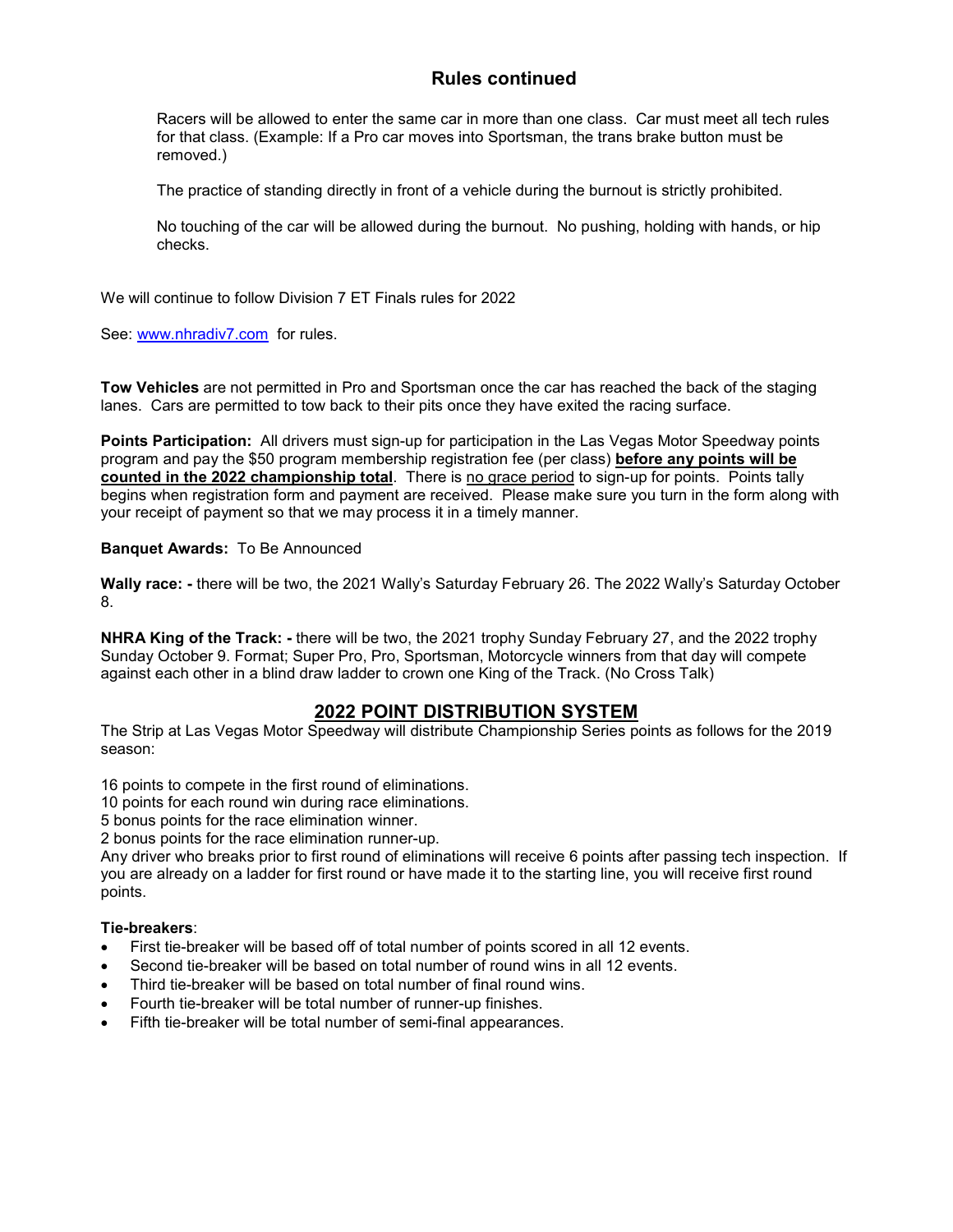## Rules continued

Racers will be allowed to enter the same car in more than one class. Car must meet all tech rules for that class. (Example: If a Pro car moves into Sportsman, the trans brake button must be removed.)

The practice of standing directly in front of a vehicle during the burnout is strictly prohibited.

No touching of the car will be allowed during the burnout. No pushing, holding with hands, or hip checks.

We will continue to follow Division 7 ET Finals rules for 2022

See: [www.nhradiv7.com](http://www.nhradiv7.com) for rules.

**Tow Vehicles** are not permitted in Pro and Sportsman once the car has reached the back of the staging lanes. Cars are permitted to tow back to their pits once they have exited the racing surface.

**Points Participation:** All drivers must sign-up for participation in the Las Vegas Motor Speedway points program and pay the $50 program membership registration fee (per class) **before any points will be counted in the 2022 championship total**. There is no grace period to sign-up for points. Points tally begins when registration form and payment are received. Please make sure you turn in the form along with your receipt of payment so that we may process it in a timely manner.

**Banquet Awards:** To Be Announced

**Wally race: -** there will be two, the 2021 Wally's Saturday February 26. The 2022 Wally's Saturday October 8.

**NHRA King of the Track: -** there will be two, the 2021 trophy Sunday February 27, and the 2022 trophy Sunday October 9. Format; Super Pro, Pro, Sportsman, Motorcycle winners from that day will compete against each other in a blind draw ladder to crown one King of the Track. (No Cross Talk)

## 2022 POINT DISTRIBUTION SYSTEM

The Strip at Las Vegas Motor Speedway will distribute Championship Series points as follows for the 2019 season:

16 points to compete in the first round of eliminations.
10 points for each round win during race eliminations.
5 bonus points for the race elimination winner.
2 bonus points for the race elimination runner-up.
Any driver who breaks prior to first round of eliminations will receive 6 points after passing tech inspection. If you are already on a ladder for first round or have made it to the starting line, you will receive first round points.

**Tie-breakers**:

- First tie-breaker will be based off of total number of points scored in all 12 events.
- Second tie-breaker will be based on total number of round wins in all 12 events.
- Third tie-breaker will be based on total number of final round wins.
- Fourth tie-breaker will be total number of runner-up finishes.
- Fifth tie-breaker will be total number of semi-final appearances.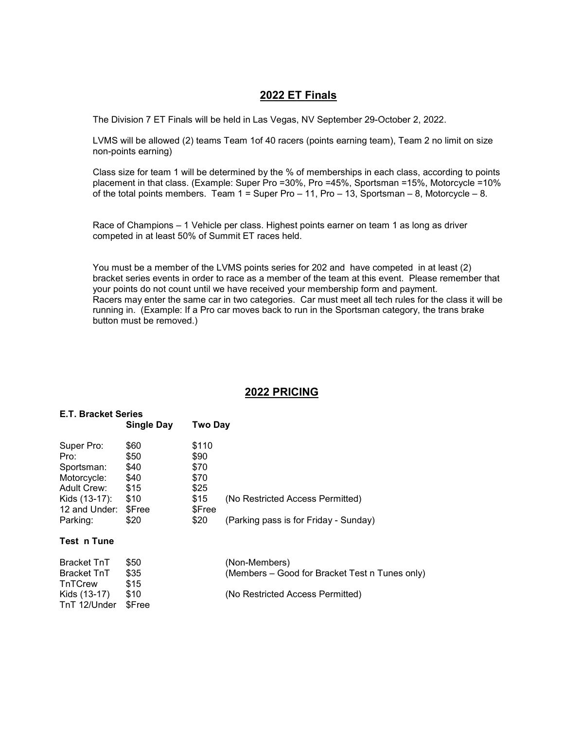## 2022 ET Finals

The Division 7 ET Finals will be held in Las Vegas, NV September 29-October 2, 2022.

LVMS will be allowed (2) teams Team 1of 40 racers (points earning team), Team 2 no limit on size non-points earning)

Class size for team 1 will be determined by the % of memberships in each class, according to points placement in that class. (Example: Super Pro =30%, Pro =45%, Sportsman =15%, Motorcycle =10% of the total points members. Team 1 = Super Pro – 11, Pro – 13, Sportsman – 8, Motorcycle – 8.

Race of Champions – 1 Vehicle per class. Highest points earner on team 1 as long as driver competed in at least 50% of Summit ET races held.

You must be a member of the LVMS points series for 202 and have competed in at least (2) bracket series events in order to race as a member of the team at this event. Please remember that your points do not count until we have received your membership form and payment.
Racers may enter the same car in two categories. Car must meet all tech rules for the class it will be running in. (Example: If a Pro car moves back to run in the Sportsman category, the trans brake button must be removed.)

## 2022 PRICING

**E.T. Bracket Series**

| | Single Day | Two Day | |
|---|---|---|---|
| Super Pro: | $60 | $110 | |
| Pro: | $50 | $90 | |
| Sportsman: | $40 | $70 | |
| Motorcycle: | $40 | $70 | |
| Adult Crew: | $15 | $25 | |
| Kids (13-17): | $10 | $15 | (No Restricted Access Permitted) |
| 12 and Under: | $Free | $Free | |
| Parking: | $20 | $20 | (Parking pass is for Friday - Sunday) |

**Test n Tune**

| | | |
|---|---|---|
| Bracket TnT | $50 | (Non-Members) |
| Bracket TnT | $35 | (Members – Good for Bracket Test n Tunes only) |
| TnTCrew | $15 | |
| Kids (13-17) | $10 | (No Restricted Access Permitted) |
| TnT 12/Under | $Free | |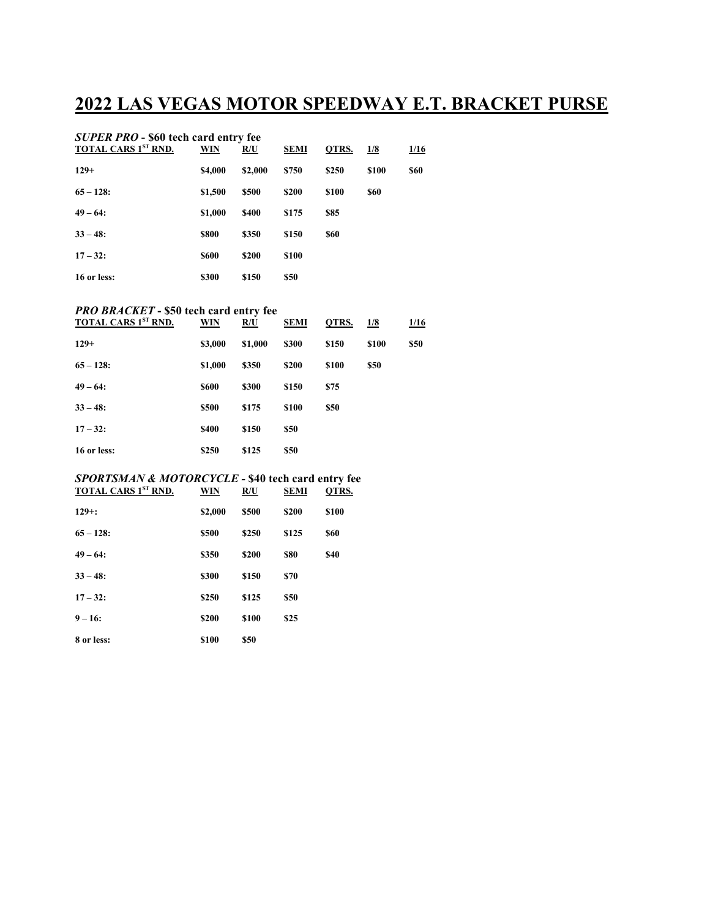# 2022 LAS VEGAS MOTOR SPEEDWAY E.T. BRACKET PURSE

***SUPER PRO* - $60 tech card entry fee**

| TOTAL CARS 1ST RND. | WIN | R/U | SEMI | QTRS. | 1/8 | 1/16 |
|---|---|---|---|---|---|---|
| 129+ | $4,000 | $2,000 | $750 | $250 | $100 | $60 |
| 65 – 128: | $1,500 | $500 | $200 | $100 | $60 | |
| 49 – 64: | $1,000 | $400 | $175 | $85 | | |
| 33 – 48: | $800 | $350 | $150 | $60 | | |
| 17 – 32: | $600 | $200 | $100 | | | |
| 16 or less: | $300 | $150 | $50 | | | |

***PRO BRACKET* - $50 tech card entry fee**

| TOTAL CARS 1ST RND. | WIN | R/U | SEMI | QTRS. | 1/8 | 1/16 |
|---|---|---|---|---|---|---|
| 129+ | $3,000 | $1,000 | $300 | $150 | $100 | $50 |
| 65 – 128: | $1,000 | $350 | $200 | $100 | $50 | |
| 49 – 64: | $600 | $300 | $150 | $75 | | |
| 33 – 48: | $500 | $175 | $100 | $50 | | |
| 17 – 32: | $400 | $150 | $50 | | | |
| 16 or less: | $250 | $125 | $50 | | | |

***SPORTSMAN & MOTORCYCLE* - $40 tech card entry fee**

| TOTAL CARS 1ST RND. | WIN | R/U | SEMI | QTRS. |
|---|---|---|---|---|
| 129+: | $2,000 | $500 | $200 | $100 |
| 65 – 128: | $500 | $250 | $125 | $60 |
| 49 – 64: | $350 | $200 | $80 | $40 |
| 33 – 48: | $300 | $150 | $70 | |
| 17 – 32: | $250 | $125 | $50 | |
| 9 – 16: | $200 | $100 | $25 | |
| 8 or less: | $100 | $50 | | |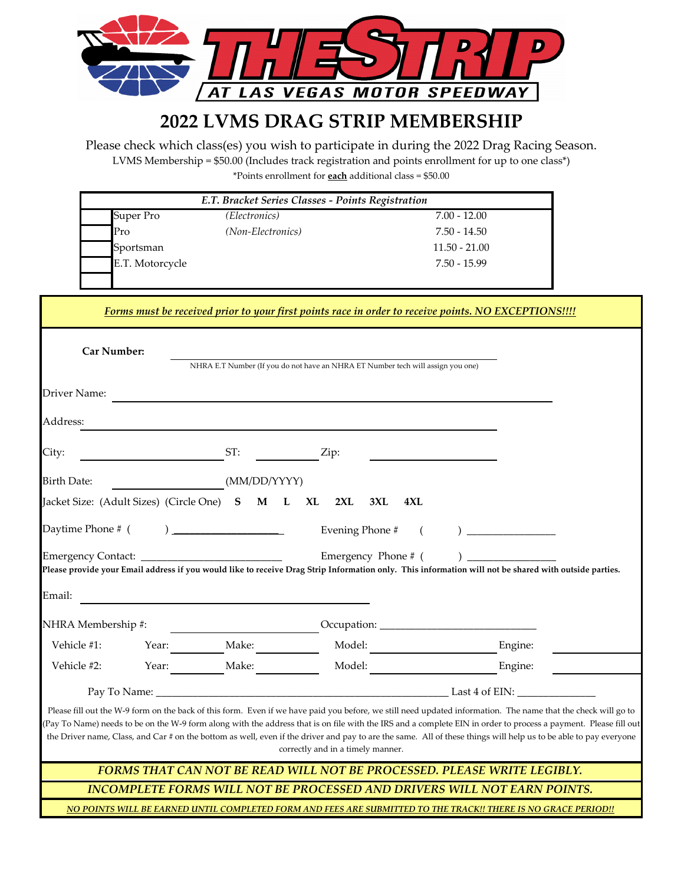# 2022 LVMS DRAG STRIP MEMBERSHIP

Please check which class(es) you wish to participate in during the 2022 Drag Racing Season.

LVMS Membership = $50.00 (Includes track registration and points enrollment for up to one class*)

*Points enrollment for **each** additional class = $50.00

| | *E.T. Bracket Series Classes - Points Registration* | | |
|---|---|---|---|
| | Super Pro | *(Electronics)* | 7.00 - 12.00 |
| | Pro | *(Non-Electronics)* | 7.50 - 14.50 |
| | Sportsman | | 11.50 - 21.00 |
| | E.T. Motorcycle | | 7.50 - 15.99 |
| | | | |

***Forms must be received prior to your first points race in order to receive points. NO EXCEPTIONS!!!!***

**Car Number:** ______________________________
NHRA E.T Number (If you do not have an NHRA ET Number tech will assign you one)

Driver Name: ______________________________

Address: ______________________________

City: ____________ ST: ______ Zip: ____________

Birth Date: ____________ (MM/DD/YYYY)

Jacket Size: (Adult Sizes) (Circle One) **S M L XL 2XL 3XL 4XL**

Daytime Phone # ( ) ____________ Evening Phone # ( ) ____________

Emergency Contact: ____________ Emergency Phone # ( ) ____________

**Please provide your Email address if you would like to receive Drag Strip Information only. This information will not be shared with outside parties.**

Email: ______________________________

NHRA Membership #: ____________ Occupation: ____________

Vehicle #1: Year: ______ Make: ______ Model: ______ Engine: ______

Vehicle #2: Year: ______ Make: ______ Model: ______ Engine: ______

Pay To Name: ______________________________ Last 4 of EIN: ____________

Please fill out the W-9 form on the back of this form. Even if we have paid you before, we still need updated information. The name that the check will go to (Pay To Name) needs to be on the W-9 form along with the address that is on file with the IRS and a complete EIN in order to process a payment. Please fill out the Driver name, Class, and Car # on the bottom as well, even if the driver and pay to are the same. All of these things will help us to be able to pay everyone correctly and in a timely manner.

***FORMS THAT CAN NOT BE READ WILL NOT BE PROCESSED. PLEASE WRITE LEGIBLY.***

***INCOMPLETE FORMS WILL NOT BE PROCESSED AND DRIVERS WILL NOT EARN POINTS.***

***NO POINTS WILL BE EARNED UNTIL COMPLETED FORM AND FEES ARE SUBMITTED TO THE TRACK!! THERE IS NO GRACE PERIOD!!***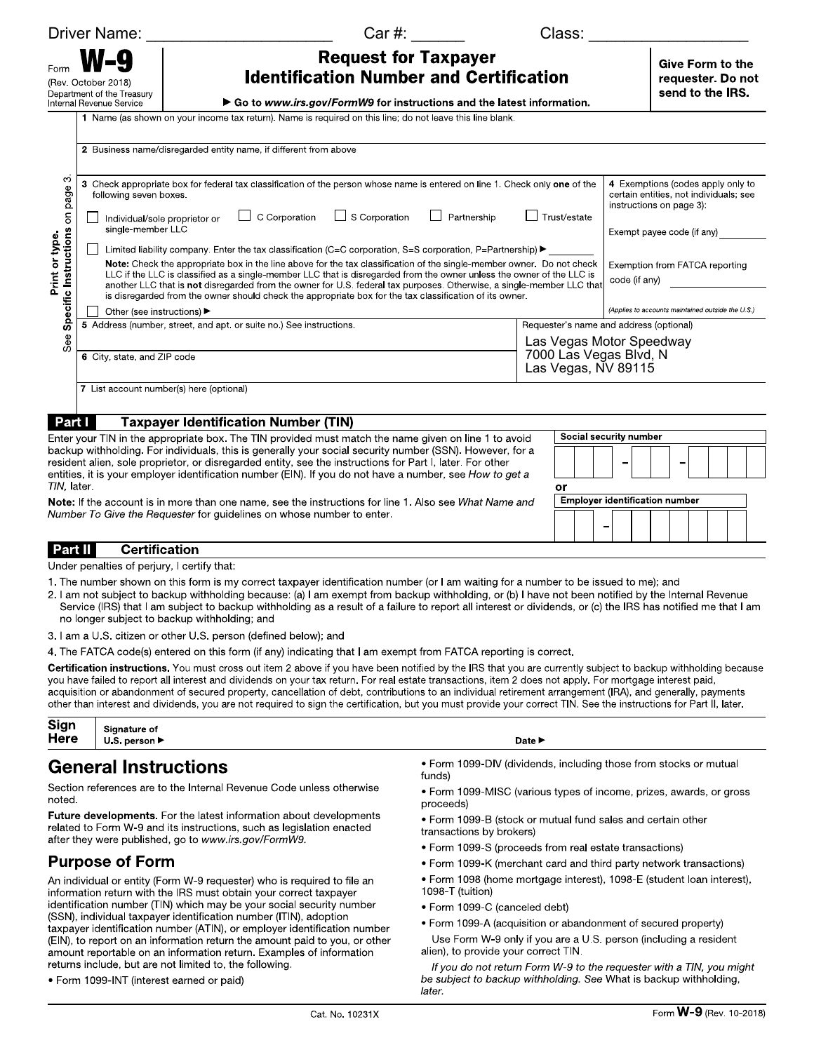Driver Name: ____________________ Car #: ______ Class: ____________________

# Form W-9

(Rev. October 2018)
Department of the Treasury
Internal Revenue Service

## Request for Taxpayer Identification Number and Certification

▶ Go to *www.irs.gov/FormW9* for instructions and the latest information.

**Give Form to the requester. Do not send to the IRS.**

Print or type. See **Specific Instructions** on page 3.

**1** Name (as shown on your income tax return). Name is required on this line; do not leave this line blank.

**2** Business name/disregarded entity name, if different from above

**3** Check appropriate box for federal tax classification of the person whose name is entered on line 1. Check only **one** of the following seven boxes.

- ☐ Individual/sole proprietor or single-member LLC
- ☐ C Corporation
- ☐ S Corporation
- ☐ Partnership
- ☐ Trust/estate
- ☐ Limited liability company. Enter the tax classification (C=C corporation, S=S corporation, P=Partnership) ▶ ________

**Note:** Check the appropriate box in the line above for the tax classification of the single-member owner. Do not check LLC if the LLC is classified as a single-member LLC that is disregarded from the owner unless the owner of the LLC is another LLC that is **not** disregarded from the owner for U.S. federal tax purposes. Otherwise, a single-member LLC that is disregarded from the owner should check the appropriate box for the tax classification of its owner.

- ☐ Other (see instructions) ▶

**4** Exemptions (codes apply only to certain entities, not individuals; see instructions on page 3):

Exempt payee code (if any) ________

Exemption from FATCA reporting code (if any) ________

*(Applies to accounts maintained outside the U.S.)*

**5** Address (number, street, and apt. or suite no.) See instructions.

**6** City, state, and ZIP code

Requester's name and address (optional)

Las Vegas Motor Speedway
7000 Las Vegas Blvd, N
Las Vegas, NV 89115

**7** List account number(s) here (optional)

## Part I Taxpayer Identification Number (TIN)

Enter your TIN in the appropriate box. The TIN provided must match the name given on line 1 to avoid backup withholding. For individuals, this is generally your social security number (SSN). However, for a resident alien, sole proprietor, or disregarded entity, see the instructions for Part I, later. For other entities, it is your employer identification number (EIN). If you do not have a number, see *How to get a TIN,* later.

**Note:** If the account is in more than one name, see the instructions for line 1. Also see *What Name and Number To Give the Requester* for guidelines on whose number to enter.

**Social security number**

[ ][ ][ ] – [ ][ ] – [ ][ ][ ][ ]

**or**

**Employer identification number**

[ ][ ] – [ ][ ][ ][ ][ ][ ][ ]

## Part II Certification

Under penalties of perjury, I certify that:

1. The number shown on this form is my correct taxpayer identification number (or I am waiting for a number to be issued to me); and
2. I am not subject to backup withholding because: (a) I am exempt from backup withholding, or (b) I have not been notified by the Internal Revenue Service (IRS) that I am subject to backup withholding as a result of a failure to report all interest or dividends, or (c) the IRS has notified me that I am no longer subject to backup withholding; and
3. I am a U.S. citizen or other U.S. person (defined below); and
4. The FATCA code(s) entered on this form (if any) indicating that I am exempt from FATCA reporting is correct.

**Certification instructions.** You must cross out item 2 above if you have been notified by the IRS that you are currently subject to backup withholding because you have failed to report all interest and dividends on your tax return. For real estate transactions, item 2 does not apply. For mortgage interest paid, acquisition or abandonment of secured property, cancellation of debt, contributions to an individual retirement arrangement (IRA), and generally, payments other than interest and dividends, you are not required to sign the certification, but you must provide your correct TIN. See the instructions for Part II, later.

**Sign Here** Signature of U.S. person ▶ Date ▶

# General Instructions

Section references are to the Internal Revenue Code unless otherwise noted.

**Future developments.** For the latest information about developments related to Form W-9 and its instructions, such as legislation enacted after they were published, go to *www.irs.gov/FormW9.*

## Purpose of Form

An individual or entity (Form W-9 requester) who is required to file an information return with the IRS must obtain your correct taxpayer identification number (TIN) which may be your social security number (SSN), individual taxpayer identification number (ITIN), adoption taxpayer identification number (ATIN), or employer identification number (EIN), to report on an information return the amount paid to you, or other amount reportable on an information return. Examples of information returns include, but are not limited to, the following.

- Form 1099-INT (interest earned or paid)
- Form 1099-DIV (dividends, including those from stocks or mutual funds)
- Form 1099-MISC (various types of income, prizes, awards, or gross proceeds)
- Form 1099-B (stock or mutual fund sales and certain other transactions by brokers)
- Form 1099-S (proceeds from real estate transactions)
- Form 1099-K (merchant card and third party network transactions)
- Form 1098 (home mortgage interest), 1098-E (student loan interest), 1098-T (tuition)
- Form 1099-C (canceled debt)
- Form 1099-A (acquisition or abandonment of secured property)

Use Form W-9 only if you are a U.S. person (including a resident alien), to provide your correct TIN.

*If you do not return Form W-9 to the requester with a TIN, you might be subject to backup withholding. See* What is backup withholding, *later.*

Cat. No. 10231X Form **W-9** (Rev. 10-2018)